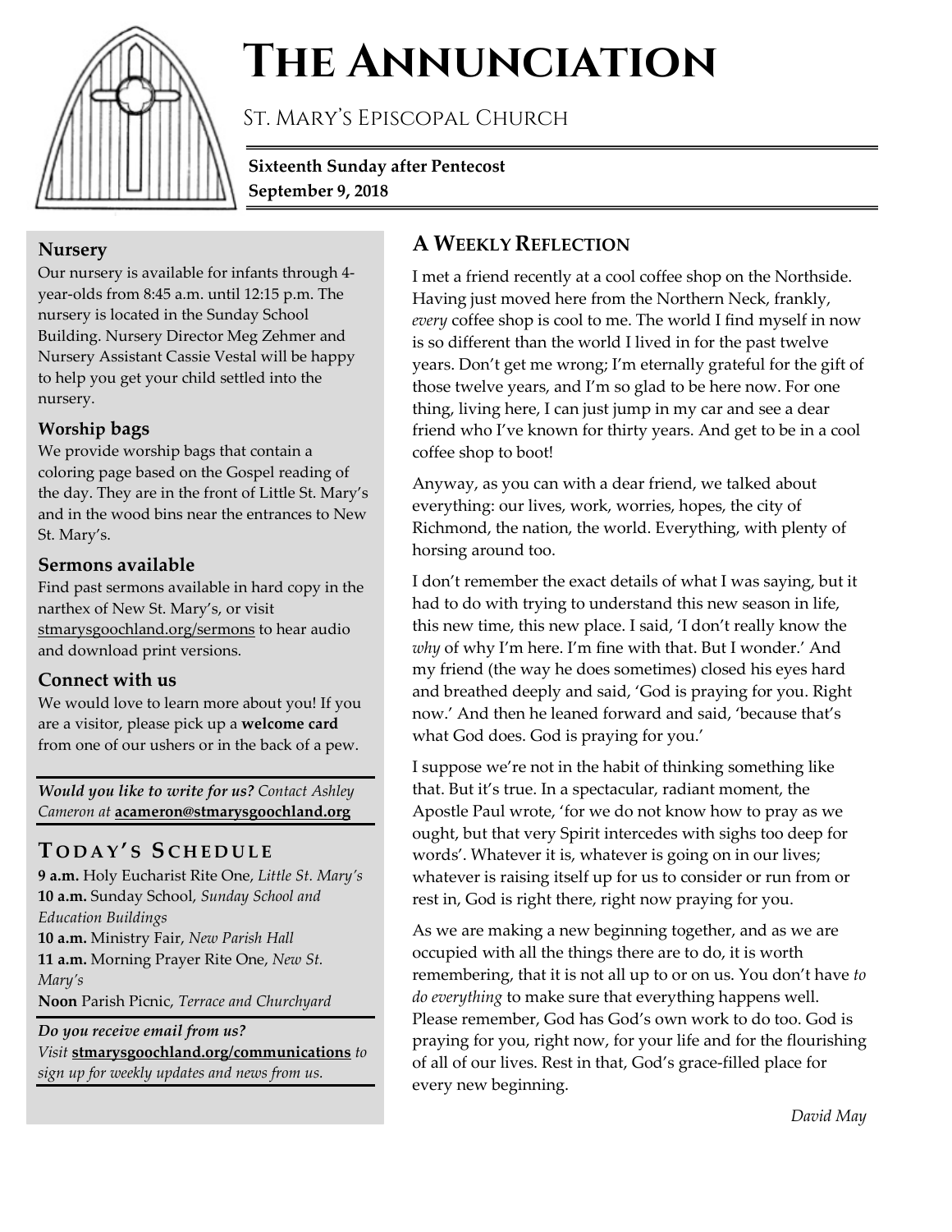# The Annunciation

St. Mary's Episcopal Church

**Sixteenth Sunday after Pentecost**
**September 9, 2018**

### Nursery

Our nursery is available for infants through 4-year-olds from 8:45 a.m. until 12:15 p.m. The nursery is located in the Sunday School Building. Nursery Director Meg Zehmer and Nursery Assistant Cassie Vestal will be happy to help you get your child settled into the nursery.

### Worship bags

We provide worship bags that contain a coloring page based on the Gospel reading of the day. They are in the front of Little St. Mary's and in the wood bins near the entrances to New St. Mary's.

### Sermons available

Find past sermons available in hard copy in the narthex of New St. Mary's, or visit stmarysgoochland.org/sermons to hear audio and download print versions.

### Connect with us

We would love to learn more about you! If you are a visitor, please pick up a **welcome card** from one of our ushers or in the back of a pew.

***Would you like to write for us?*** *Contact Ashley Cameron at* **acameron@stmarysgoochland.org**

## Today's Schedule

**9 a.m.** Holy Eucharist Rite One, *Little St. Mary's*
**10 a.m.** Sunday School, *Sunday School and Education Buildings*
**10 a.m.** Ministry Fair, *New Parish Hall*
**11 a.m.** Morning Prayer Rite One, *New St. Mary's*
**Noon** Parish Picnic, *Terrace and Churchyard*

***Do you receive email from us?***
*Visit* **stmarysgoochland.org/communications** *to sign up for weekly updates and news from us.*

## A Weekly Reflection

I met a friend recently at a cool coffee shop on the Northside. Having just moved here from the Northern Neck, frankly, *every* coffee shop is cool to me. The world I find myself in now is so different than the world I lived in for the past twelve years. Don't get me wrong; I'm eternally grateful for the gift of those twelve years, and I'm so glad to be here now. For one thing, living here, I can just jump in my car and see a dear friend who I've known for thirty years. And get to be in a cool coffee shop to boot!

Anyway, as you can with a dear friend, we talked about everything: our lives, work, worries, hopes, the city of Richmond, the nation, the world. Everything, with plenty of horsing around too.

I don't remember the exact details of what I was saying, but it had to do with trying to understand this new season in life, this new time, this new place. I said, 'I don't really know the *why* of why I'm here. I'm fine with that. But I wonder.' And my friend (the way he does sometimes) closed his eyes hard and breathed deeply and said, 'God is praying for you. Right now.' And then he leaned forward and said, 'because that's what God does. God is praying for you.'

I suppose we're not in the habit of thinking something like that. But it's true. In a spectacular, radiant moment, the Apostle Paul wrote, 'for we do not know how to pray as we ought, but that very Spirit intercedes with sighs too deep for words'. Whatever it is, whatever is going on in our lives; whatever is raising itself up for us to consider or run from or rest in, God is right there, right now praying for you.

As we are making a new beginning together, and as we are occupied with all the things there are to do, it is worth remembering, that it is not all up to or on us. You don't have *to do everything* to make sure that everything happens well. Please remember, God has God's own work to do too. God is praying for you, right now, for your life and for the flourishing of all of our lives. Rest in that, God's grace-filled place for every new beginning.

*David May*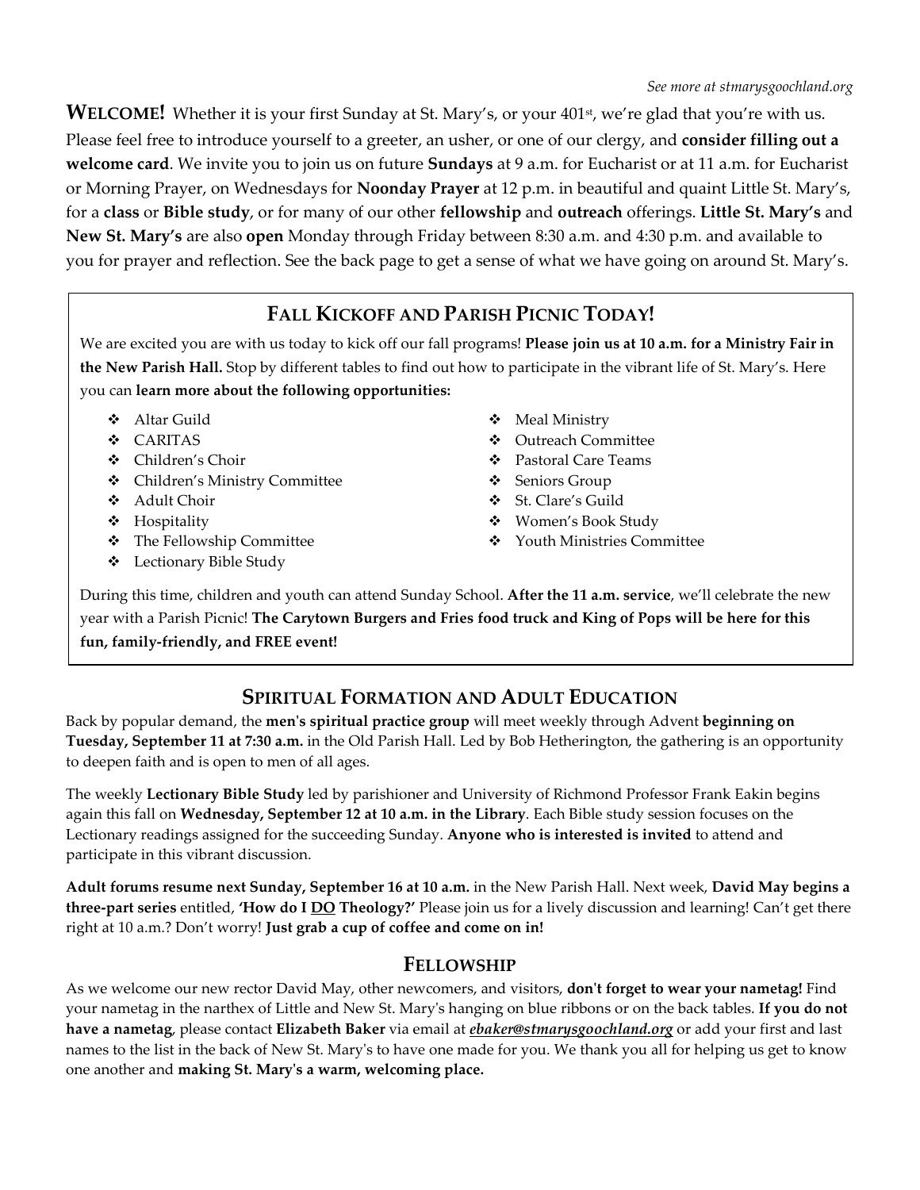*See more at stmarysgoochland.org*

**WELCOME!** Whether it is your first Sunday at St. Mary's, or your 401st, we're glad that you're with us. Please feel free to introduce yourself to a greeter, an usher, or one of our clergy, and **consider filling out a welcome card**. We invite you to join us on future **Sundays** at 9 a.m. for Eucharist or at 11 a.m. for Eucharist or Morning Prayer, on Wednesdays for **Noonday Prayer** at 12 p.m. in beautiful and quaint Little St. Mary's, for a **class** or **Bible study**, or for many of our other **fellowship** and **outreach** offerings. **Little St. Mary's** and **New St. Mary's** are also **open** Monday through Friday between 8:30 a.m. and 4:30 p.m. and available to you for prayer and reflection. See the back page to get a sense of what we have going on around St. Mary's.

## FALL KICKOFF AND PARISH PICNIC TODAY!

We are excited you are with us today to kick off our fall programs! **Please join us at 10 a.m. for a Ministry Fair in the New Parish Hall.** Stop by different tables to find out how to participate in the vibrant life of St. Mary's. Here you can **learn more about the following opportunities:**

- Altar Guild
- CARITAS
- Children's Choir
- Children's Ministry Committee
- Adult Choir
- Hospitality
- The Fellowship Committee
- Lectionary Bible Study
- Meal Ministry
- Outreach Committee
- Pastoral Care Teams
- Seniors Group
- St. Clare's Guild
- Women's Book Study
- Youth Ministries Committee

During this time, children and youth can attend Sunday School. **After the 11 a.m. service**, we'll celebrate the new year with a Parish Picnic! **The Carytown Burgers and Fries food truck and King of Pops will be here for this fun, family-friendly, and FREE event!**

## SPIRITUAL FORMATION AND ADULT EDUCATION

Back by popular demand, the **men's spiritual practice group** will meet weekly through Advent **beginning on Tuesday, September 11 at 7:30 a.m.** in the Old Parish Hall. Led by Bob Hetherington, the gathering is an opportunity to deepen faith and is open to men of all ages.

The weekly **Lectionary Bible Study** led by parishioner and University of Richmond Professor Frank Eakin begins again this fall on **Wednesday, September 12 at 10 a.m. in the Library**. Each Bible study session focuses on the Lectionary readings assigned for the succeeding Sunday. **Anyone who is interested is invited** to attend and participate in this vibrant discussion.

**Adult forums resume next Sunday, September 16 at 10 a.m.** in the New Parish Hall. Next week, **David May begins a three-part series** entitled, **'How do I DO Theology?'** Please join us for a lively discussion and learning! Can't get there right at 10 a.m.? Don't worry! **Just grab a cup of coffee and come on in!**

## FELLOWSHIP

As we welcome our new rector David May, other newcomers, and visitors, **don't forget to wear your nametag!** Find your nametag in the narthex of Little and New St. Mary's hanging on blue ribbons or on the back tables. **If you do not have a nametag**, please contact **Elizabeth Baker** via email at ***ebaker@stmarysgoochland.org*** or add your first and last names to the list in the back of New St. Mary's to have one made for you. We thank you all for helping us get to know one another and **making St. Mary's a warm, welcoming place.**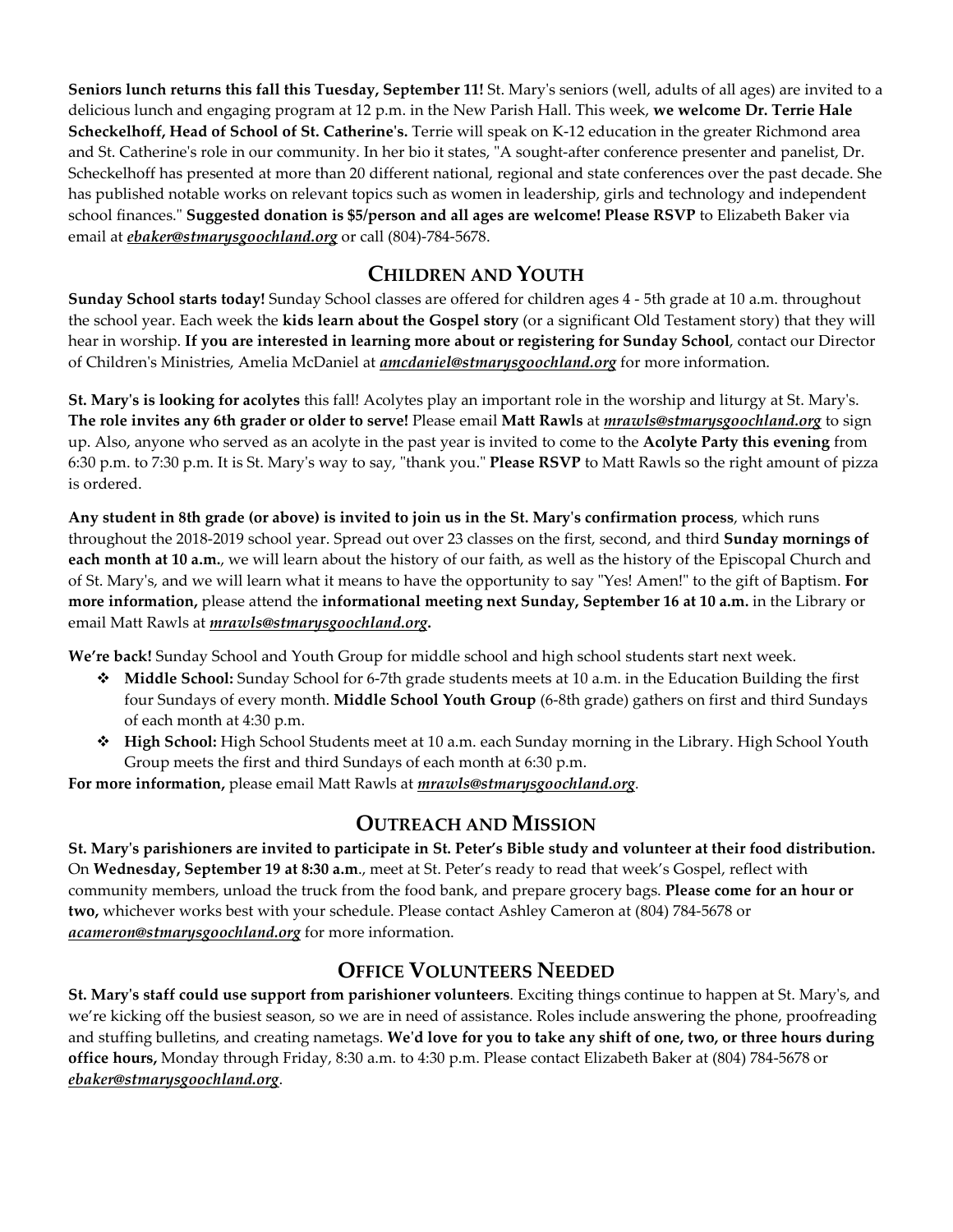**Seniors lunch returns this fall this Tuesday, September 11!** St. Mary's seniors (well, adults of all ages) are invited to a delicious lunch and engaging program at 12 p.m. in the New Parish Hall. This week, **we welcome Dr. Terrie Hale Scheckelhoff, Head of School of St. Catherine's.** Terrie will speak on K-12 education in the greater Richmond area and St. Catherine's role in our community. In her bio it states, "A sought-after conference presenter and panelist, Dr. Scheckelhoff has presented at more than 20 different national, regional and state conferences over the past decade. She has published notable works on relevant topics such as women in leadership, girls and technology and independent school finances." **Suggested donation is $5/person and all ages are welcome! Please RSVP** to Elizabeth Baker via email at ***ebaker@stmarysgoochland.org*** or call (804)-784-5678.

## CHILDREN AND YOUTH

**Sunday School starts today!** Sunday School classes are offered for children ages 4 - 5th grade at 10 a.m. throughout the school year. Each week the **kids learn about the Gospel story** (or a significant Old Testament story) that they will hear in worship. **If you are interested in learning more about or registering for Sunday School**, contact our Director of Children's Ministries, Amelia McDaniel at ***amcdaniel@stmarysgoochland.org*** for more information.

**St. Mary's is looking for acolytes** this fall! Acolytes play an important role in the worship and liturgy at St. Mary's. **The role invites any 6th grader or older to serve!** Please email **Matt Rawls** at ***mrawls@stmarysgoochland.org*** to sign up. Also, anyone who served as an acolyte in the past year is invited to come to the **Acolyte Party this evening** from 6:30 p.m. to 7:30 p.m. It is St. Mary's way to say, "thank you." **Please RSVP** to Matt Rawls so the right amount of pizza is ordered.

**Any student in 8th grade (or above) is invited to join us in the St. Mary's confirmation process**, which runs throughout the 2018-2019 school year. Spread out over 23 classes on the first, second, and third **Sunday mornings of each month at 10 a.m.**, we will learn about the history of our faith, as well as the history of the Episcopal Church and of St. Mary's, and we will learn what it means to have the opportunity to say "Yes! Amen!" to the gift of Baptism. **For more information,** please attend the **informational meeting next Sunday, September 16 at 10 a.m.** in the Library or email Matt Rawls at ***mrawls@stmarysgoochland.org*.**

**We're back!** Sunday School and Youth Group for middle school and high school students start next week.

- **Middle School:** Sunday School for 6-7th grade students meets at 10 a.m. in the Education Building the first four Sundays of every month. **Middle School Youth Group** (6-8th grade) gathers on first and third Sundays of each month at 4:30 p.m.
- **High School:** High School Students meet at 10 a.m. each Sunday morning in the Library. High School Youth Group meets the first and third Sundays of each month at 6:30 p.m.

**For more information,** please email Matt Rawls at ***mrawls@stmarysgoochland.org***.

## OUTREACH AND MISSION

**St. Mary's parishioners are invited to participate in St. Peter's Bible study and volunteer at their food distribution.** On **Wednesday, September 19 at 8:30 a.m**., meet at St. Peter's ready to read that week's Gospel, reflect with community members, unload the truck from the food bank, and prepare grocery bags. **Please come for an hour or two,** whichever works best with your schedule. Please contact Ashley Cameron at (804) 784-5678 or ***acameron@stmarysgoochland.org*** for more information.

## OFFICE VOLUNTEERS NEEDED

**St. Mary's staff could use support from parishioner volunteers**. Exciting things continue to happen at St. Mary's, and we're kicking off the busiest season, so we are in need of assistance. Roles include answering the phone, proofreading and stuffing bulletins, and creating nametags. **We'd love for you to take any shift of one, two, or three hours during office hours,** Monday through Friday, 8:30 a.m. to 4:30 p.m. Please contact Elizabeth Baker at (804) 784-5678 or ***ebaker@stmarysgoochland.org***.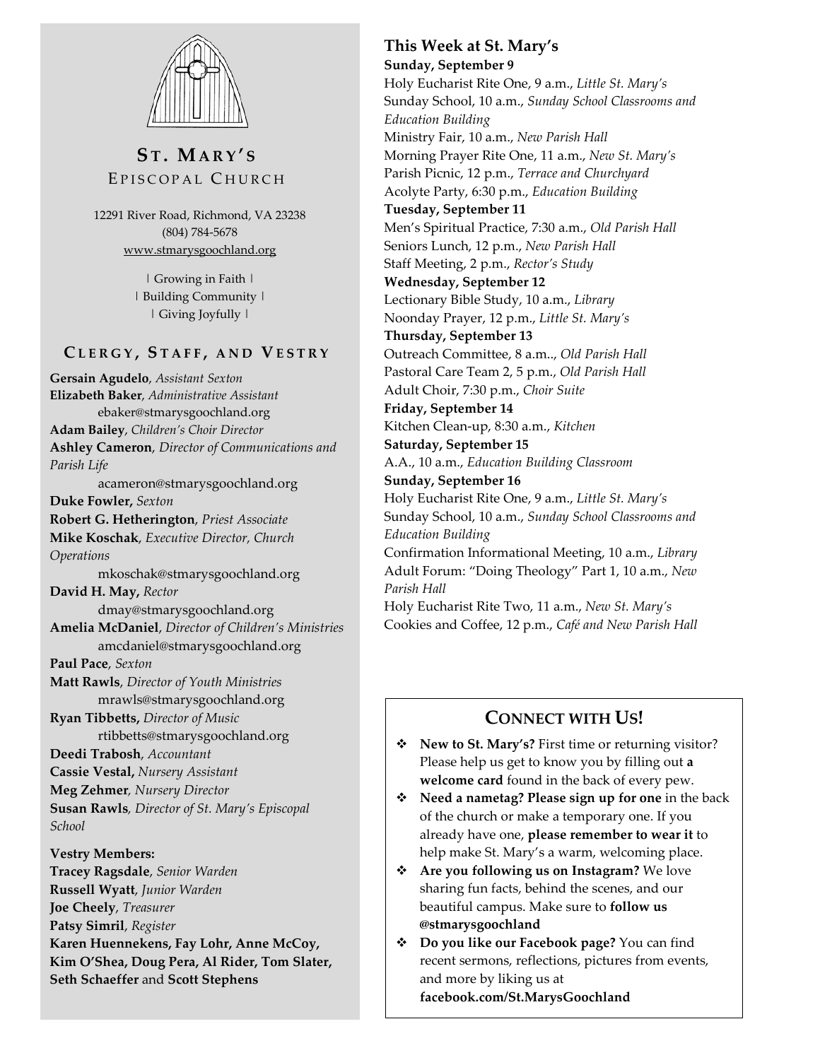# St. Mary's Episcopal Church

12291 River Road, Richmond, VA 23238
(804) 784-5678
www.stmarysgoochland.org

| Growing in Faith |
| Building Community |
| Giving Joyfully |

## Clergy, Staff, and Vestry

**Gersain Agudelo**, *Assistant Sexton*
**Elizabeth Baker**, *Administrative Assistant*
ebaker@stmarysgoochland.org
**Adam Bailey**, *Children's Choir Director*
**Ashley Cameron**, *Director of Communications and Parish Life*
acameron@stmarysgoochland.org
**Duke Fowler,** *Sexton*
**Robert G. Hetherington**, *Priest Associate*
**Mike Koschak**, *Executive Director, Church Operations*
mkoschak@stmarysgoochland.org
**David H. May,** *Rector*
dmay@stmarysgoochland.org
**Amelia McDaniel**, *Director of Children's Ministries*
amcdaniel@stmarysgoochland.org
**Paul Pace**, *Sexton*
**Matt Rawls**, *Director of Youth Ministries*
mrawls@stmarysgoochland.org
**Ryan Tibbetts,** *Director of Music*
rtibbetts@stmarysgoochland.org
**Deedi Trabosh**, *Accountant*
**Cassie Vestal,** *Nursery Assistant*
**Meg Zehmer**, *Nursery Director*
**Susan Rawls**, *Director of St. Mary's Episcopal School*

**Vestry Members:**
**Tracey Ragsdale**, *Senior Warden*
**Russell Wyatt**, *Junior Warden*
**Joe Cheely**, *Treasurer*
**Patsy Simril**, *Register*
**Karen Huennekens, Fay Lohr, Anne McCoy, Kim O'Shea, Doug Pera, Al Rider, Tom Slater, Seth Schaeffer** and **Scott Stephens**

## This Week at St. Mary's

**Sunday, September 9**
Holy Eucharist Rite One, 9 a.m., *Little St. Mary's*
Sunday School, 10 a.m., *Sunday School Classrooms and Education Building*
Ministry Fair, 10 a.m., *New Parish Hall*
Morning Prayer Rite One, 11 a.m., *New St. Mary's*
Parish Picnic, 12 p.m., *Terrace and Churchyard*
Acolyte Party, 6:30 p.m., *Education Building*
**Tuesday, September 11**
Men's Spiritual Practice, 7:30 a.m., *Old Parish Hall*
Seniors Lunch, 12 p.m., *New Parish Hall*
Staff Meeting, 2 p.m., *Rector's Study*
**Wednesday, September 12**
Lectionary Bible Study, 10 a.m., *Library*
Noonday Prayer, 12 p.m., *Little St. Mary's*
**Thursday, September 13**
Outreach Committee, 8 a.m.., *Old Parish Hall*
Pastoral Care Team 2, 5 p.m., *Old Parish Hall*
Adult Choir, 7:30 p.m., *Choir Suite*
**Friday, September 14**
Kitchen Clean-up, 8:30 a.m., *Kitchen*
**Saturday, September 15**
A.A., 10 a.m., *Education Building Classroom*
**Sunday, September 16**
Holy Eucharist Rite One, 9 a.m., *Little St. Mary's*
Sunday School, 10 a.m., *Sunday School Classrooms and Education Building*
Confirmation Informational Meeting, 10 a.m., *Library*
Adult Forum: "Doing Theology" Part 1, 10 a.m., *New Parish Hall*
Holy Eucharist Rite Two, 11 a.m., *New St. Mary's*
Cookies and Coffee, 12 p.m., *Café and New Parish Hall*

## Connect with Us!

- **New to St. Mary's?** First time or returning visitor? Please help us get to know you by filling out **a welcome card** found in the back of every pew.
- **Need a nametag? Please sign up for one** in the back of the church or make a temporary one. If you already have one, **please remember to wear it** to help make St. Mary's a warm, welcoming place.
- **Are you following us on Instagram?** We love sharing fun facts, behind the scenes, and our beautiful campus. Make sure to **follow us @stmarysgoochland**
- **Do you like our Facebook page?** You can find recent sermons, reflections, pictures from events, and more by liking us at **facebook.com/St.MarysGoochland**